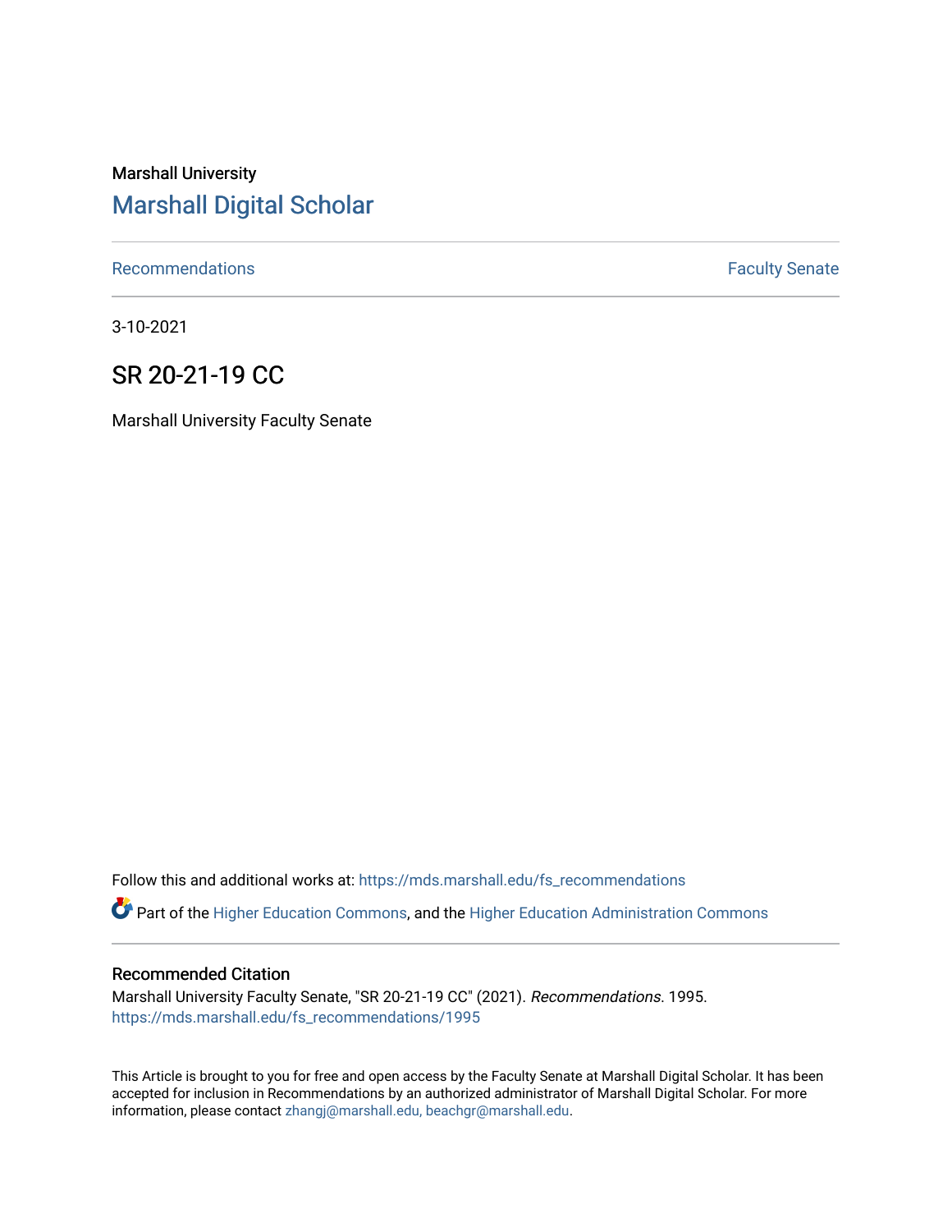Marshall University

# Marshall Digital Scholar

Recommendations | Faculty Senate

3-10-2021

## SR 20-21-19 CC

Marshall University Faculty Senate

Follow this and additional works at: https://mds.marshall.edu/fs_recommendations

Part of the Higher Education Commons, and the Higher Education Administration Commons

### Recommended Citation

Marshall University Faculty Senate, "SR 20-21-19 CC" (2021). *Recommendations*. 1995.
https://mds.marshall.edu/fs_recommendations/1995

This Article is brought to you for free and open access by the Faculty Senate at Marshall Digital Scholar. It has been accepted for inclusion in Recommendations by an authorized administrator of Marshall Digital Scholar. For more information, please contact zhangj@marshall.edu, beachgr@marshall.edu.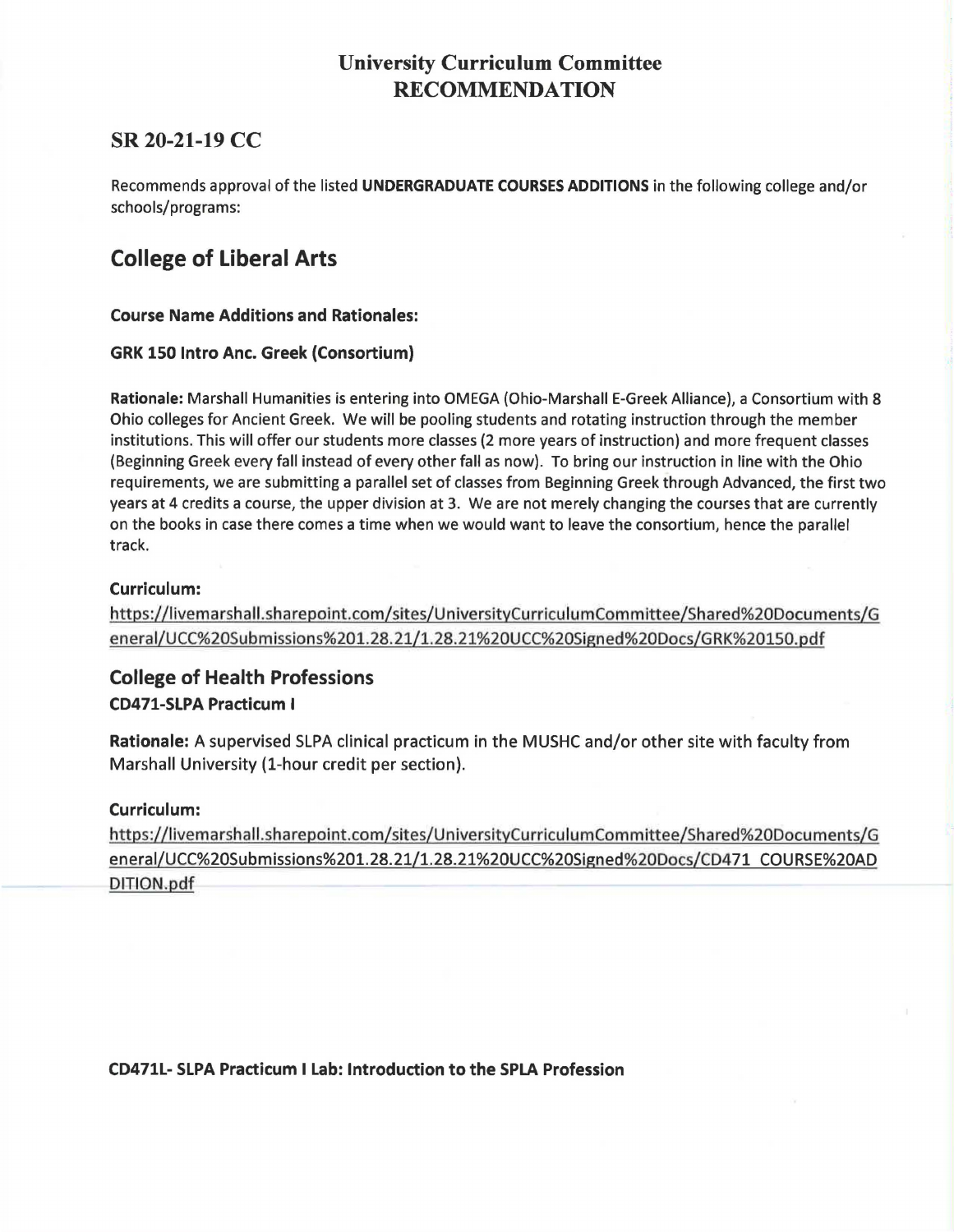## University Curriculum Committee
## RECOMMENDATION

### SR 20-21-19 CC

Recommends approval of the listed **UNDERGRADUATE COURSES ADDITIONS** in the following college and/or schools/programs:

# College of Liberal Arts

**Course Name Additions and Rationales:**

**GRK 150 Intro Anc. Greek (Consortium)**

**Rationale:** Marshall Humanities is entering into OMEGA (Ohio-Marshall E-Greek Alliance), a Consortium with 8 Ohio colleges for Ancient Greek. We will be pooling students and rotating instruction through the member institutions. This will offer our students more classes (2 more years of instruction) and more frequent classes (Beginning Greek every fall instead of every other fall as now). To bring our instruction in line with the Ohio requirements, we are submitting a parallel set of classes from Beginning Greek through Advanced, the first two years at 4 credits a course, the upper division at 3. We are not merely changing the courses that are currently on the books in case there comes a time when we would want to leave the consortium, hence the parallel track.

**Curriculum:**

https://livemarshall.sharepoint.com/sites/UniversityCurriculumCommittee/Shared%20Documents/General/UCC%20Submissions%201.28.21/1.28.21%20UCC%20Signed%20Docs/GRK%20150.pdf

## College of Health Professions

**CD471-SLPA Practicum I**

**Rationale:** A supervised SLPA clinical practicum in the MUSHC and/or other site with faculty from Marshall University (1-hour credit per section).

**Curriculum:**

https://livemarshall.sharepoint.com/sites/UniversityCurriculumCommittee/Shared%20Documents/General/UCC%20Submissions%201.28.21/1.28.21%20UCC%20Signed%20Docs/CD471_COURSE%20ADDITION.pdf

**CD471L- SLPA Practicum I Lab: Introduction to the SPLA Profession**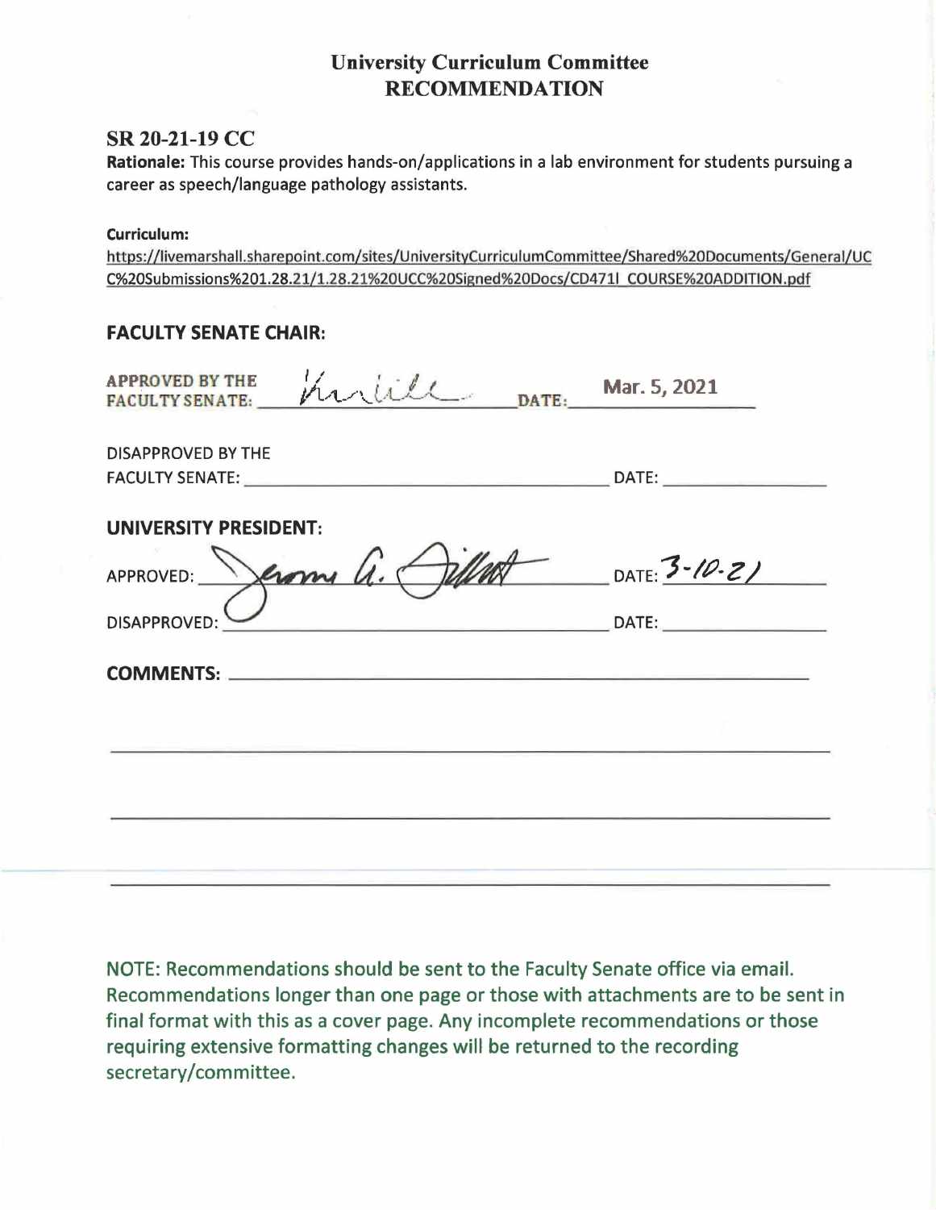# University Curriculum Committee
## RECOMMENDATION

## SR 20-21-19 CC

**Rationale:** This course provides hands-on/applications in a lab environment for students pursuing a career as speech/language pathology assistants.

**Curriculum:**

https://livemarshall.sharepoint.com/sites/UniversityCurriculumCommittee/Shared%20Documents/General/UCC%20Submissions%201.28.21/1.28.21%20UCC%20Signed%20Docs/CD471L_COURSE%20ADDITION.pdf

### FACULTY SENATE CHAIR:

APPROVED BY THE FACULTY SENATE: *[signature]* DATE: Mar. 5, 2021

DISAPPROVED BY THE FACULTY SENATE: ______________________ DATE: __________

### UNIVERSITY PRESIDENT:

APPROVED: *[signature: Jerome A. Gilbert]* DATE: 3-10-21

DISAPPROVED: ______________________ DATE: __________

**COMMENTS:** ______________________

NOTE: Recommendations should be sent to the Faculty Senate office via email. Recommendations longer than one page or those with attachments are to be sent in final format with this as a cover page. Any incomplete recommendations or those requiring extensive formatting changes will be returned to the recording secretary/committee.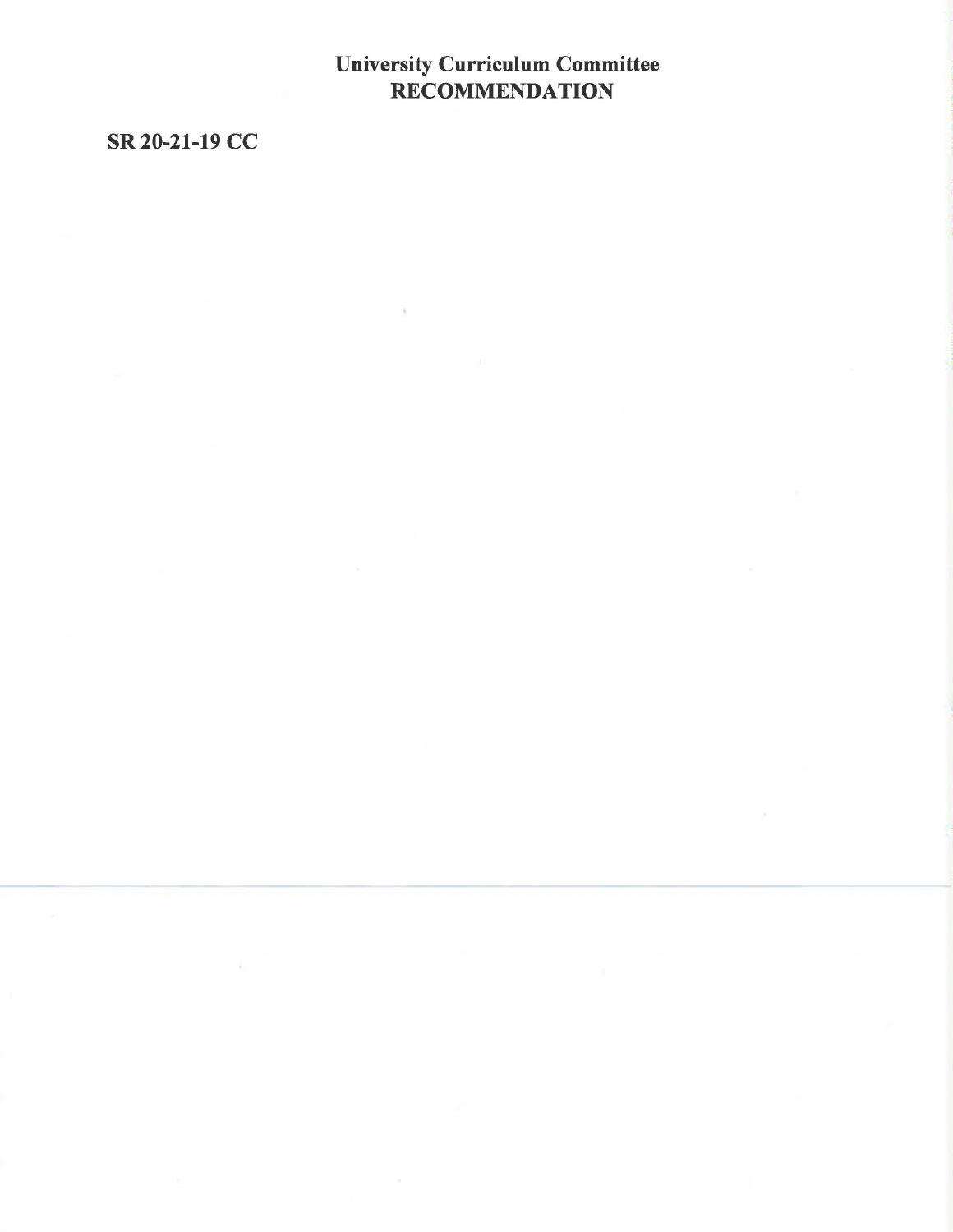# University Curriculum Committee
# RECOMMENDATION

**SR 20-21-19 CC**